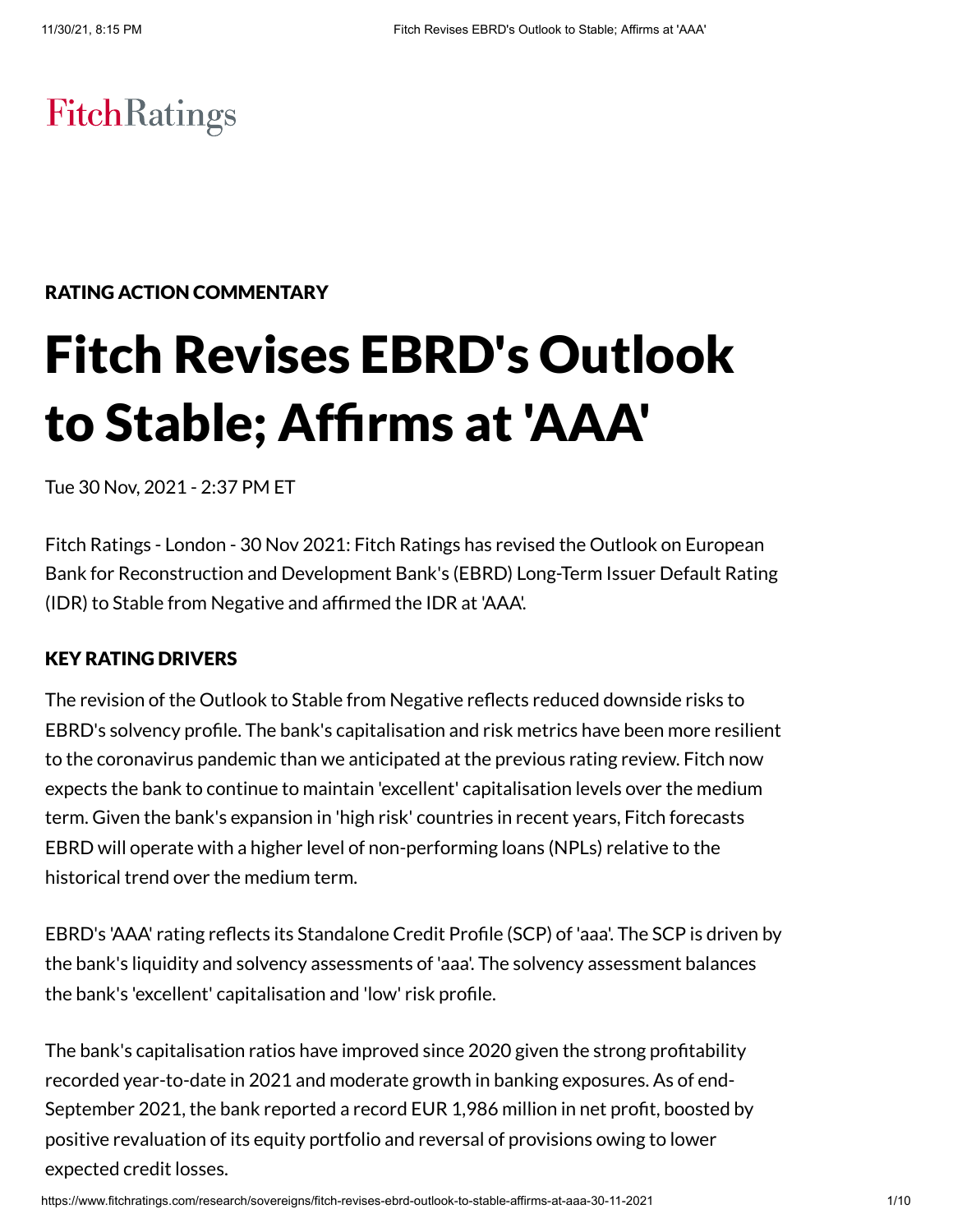FitchRatings

RATING ACTION COMMENTARY

# Fitch Revises EBRD's Outlook to Stable; Affirms at 'AAA'

Tue 30 Nov, 2021 - 2:37 PM ET

Fitch Ratings - London - 30 Nov 2021: Fitch Ratings has revised the Outlook on European Bank for Reconstruction and Development Bank's (EBRD) Long-Term Issuer Default Rating (IDR) to Stable from Negative and affirmed the IDR at 'AAA'.

## KEY RATING DRIVERS

The revision of the Outlook to Stable from Negative reflects reduced downside risks to EBRD's solvency profile. The bank's capitalisation and risk metrics have been more resilient to the coronavirus pandemic than we anticipated at the previous rating review. Fitch now expects the bank to continue to maintain 'excellent' capitalisation levels over the medium term. Given the bank's expansion in 'high risk' countries in recent years, Fitch forecasts EBRD will operate with a higher level of non-performing loans (NPLs) relative to the historical trend over the medium term.

EBRD's 'AAA' rating reflects its Standalone Credit Profile (SCP) of 'aaa'. The SCP is driven by the bank's liquidity and solvency assessments of 'aaa'. The solvency assessment balances the bank's 'excellent' capitalisation and 'low' risk profile.

The bank's capitalisation ratios have improved since 2020 given the strong profitability recorded year-to-date in 2021 and moderate growth in banking exposures. As of end-September 2021, the bank reported a record EUR 1,986 million in net profit, boosted by positive revaluation of its equity portfolio and reversal of provisions owing to lower expected credit losses.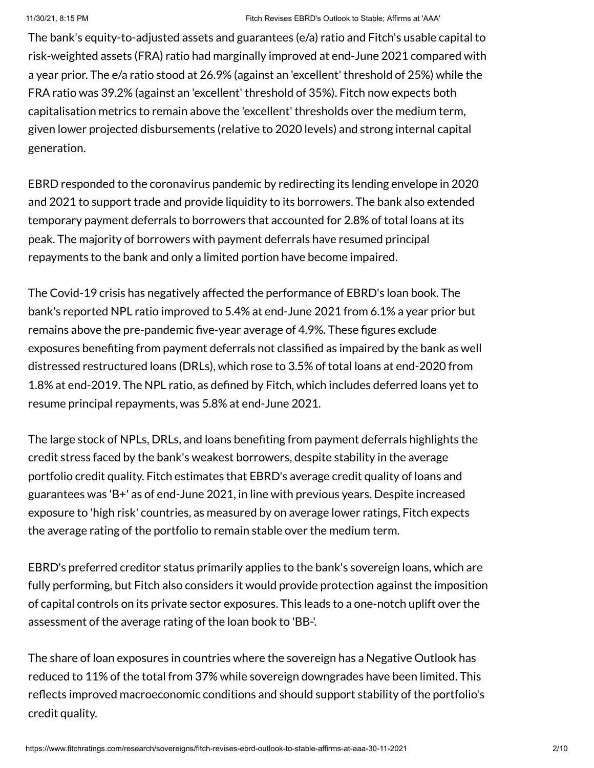The bank's equity-to-adjusted assets and guarantees (e/a) ratio and Fitch's usable capital to risk-weighted assets (FRA) ratio had marginally improved at end-June 2021 compared with a year prior. The e/a ratio stood at 26.9% (against an 'excellent' threshold of 25%) while the FRA ratio was 39.2% (against an 'excellent' threshold of 35%). Fitch now expects both capitalisation metrics to remain above the 'excellent' thresholds over the medium term, given lower projected disbursements (relative to 2020 levels) and strong internal capital generation.

EBRD responded to the coronavirus pandemic by redirecting its lending envelope in 2020 and 2021 to support trade and provide liquidity to its borrowers. The bank also extended temporary payment deferrals to borrowers that accounted for 2.8% of total loans at its peak. The majority of borrowers with payment deferrals have resumed principal repayments to the bank and only a limited portion have become impaired.

The Covid-19 crisis has negatively affected the performance of EBRD's loan book. The bank's reported NPL ratio improved to 5.4% at end-June 2021 from 6.1% a year prior but remains above the pre-pandemic five-year average of 4.9%. These figures exclude exposures benefiting from payment deferrals not classified as impaired by the bank as well distressed restructured loans (DRLs), which rose to 3.5% of total loans at end-2020 from 1.8% at end-2019. The NPL ratio, as defined by Fitch, which includes deferred loans yet to resume principal repayments, was 5.8% at end-June 2021.

The large stock of NPLs, DRLs, and loans benefiting from payment deferrals highlights the credit stress faced by the bank's weakest borrowers, despite stability in the average portfolio credit quality. Fitch estimates that EBRD's average credit quality of loans and guarantees was 'B+' as of end-June 2021, in line with previous years. Despite increased exposure to 'high risk' countries, as measured by on average lower ratings, Fitch expects the average rating of the portfolio to remain stable over the medium term.

EBRD's preferred creditor status primarily applies to the bank's sovereign loans, which are fully performing, but Fitch also considers it would provide protection against the imposition of capital controls on its private sector exposures. This leads to a one-notch uplift over the assessment of the average rating of the loan book to 'BB-'.

The share of loan exposures in countries where the sovereign has a Negative Outlook has reduced to 11% of the total from 37% while sovereign downgrades have been limited. This reflects improved macroeconomic conditions and should support stability of the portfolio's credit quality.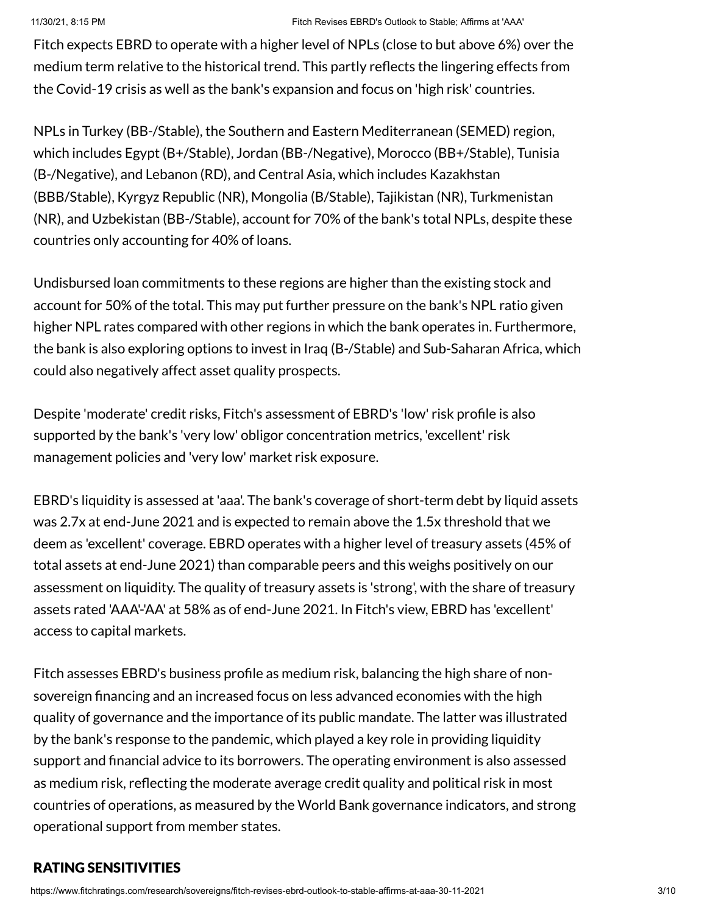Fitch expects EBRD to operate with a higher level of NPLs (close to but above 6%) over the medium term relative to the historical trend. This partly reflects the lingering effects from the Covid-19 crisis as well as the bank's expansion and focus on 'high risk' countries.

NPLs in Turkey (BB-/Stable), the Southern and Eastern Mediterranean (SEMED) region, which includes Egypt (B+/Stable), Jordan (BB-/Negative), Morocco (BB+/Stable), Tunisia (B-/Negative), and Lebanon (RD), and Central Asia, which includes Kazakhstan (BBB/Stable), Kyrgyz Republic (NR), Mongolia (B/Stable), Tajikistan (NR), Turkmenistan (NR), and Uzbekistan (BB-/Stable), account for 70% of the bank's total NPLs, despite these countries only accounting for 40% of loans.

Undisbursed loan commitments to these regions are higher than the existing stock and account for 50% of the total. This may put further pressure on the bank's NPL ratio given higher NPL rates compared with other regions in which the bank operates in. Furthermore, the bank is also exploring options to invest in Iraq (B-/Stable) and Sub-Saharan Africa, which could also negatively affect asset quality prospects.

Despite 'moderate' credit risks, Fitch's assessment of EBRD's 'low' risk profile is also supported by the bank's 'very low' obligor concentration metrics, 'excellent' risk management policies and 'very low' market risk exposure.

EBRD's liquidity is assessed at 'aaa'. The bank's coverage of short-term debt by liquid assets was 2.7x at end-June 2021 and is expected to remain above the 1.5x threshold that we deem as 'excellent' coverage. EBRD operates with a higher level of treasury assets (45% of total assets at end-June 2021) than comparable peers and this weighs positively on our assessment on liquidity. The quality of treasury assets is 'strong', with the share of treasury assets rated 'AAA'-'AA' at 58% as of end-June 2021. In Fitch's view, EBRD has 'excellent' access to capital markets.

Fitch assesses EBRD's business profile as medium risk, balancing the high share of non-sovereign financing and an increased focus on less advanced economies with the high quality of governance and the importance of its public mandate. The latter was illustrated by the bank's response to the pandemic, which played a key role in providing liquidity support and financial advice to its borrowers. The operating environment is also assessed as medium risk, reflecting the moderate average credit quality and political risk in most countries of operations, as measured by the World Bank governance indicators, and strong operational support from member states.

## RATING SENSITIVITIES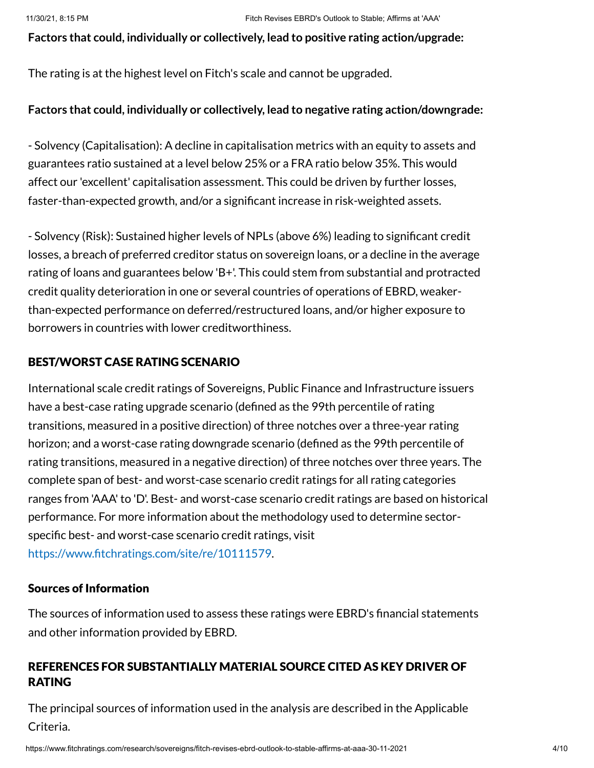**Factors that could, individually or collectively, lead to positive rating action/upgrade:**

The rating is at the highest level on Fitch's scale and cannot be upgraded.

**Factors that could, individually or collectively, lead to negative rating action/downgrade:**

- Solvency (Capitalisation): A decline in capitalisation metrics with an equity to assets and guarantees ratio sustained at a level below 25% or a FRA ratio below 35%. This would affect our 'excellent' capitalisation assessment. This could be driven by further losses, faster-than-expected growth, and/or a significant increase in risk-weighted assets.

- Solvency (Risk): Sustained higher levels of NPLs (above 6%) leading to significant credit losses, a breach of preferred creditor status on sovereign loans, or a decline in the average rating of loans and guarantees below 'B+'. This could stem from substantial and protracted credit quality deterioration in one or several countries of operations of EBRD, weaker-than-expected performance on deferred/restructured loans, and/or higher exposure to borrowers in countries with lower creditworthiness.

## BEST/WORST CASE RATING SCENARIO

International scale credit ratings of Sovereigns, Public Finance and Infrastructure issuers have a best-case rating upgrade scenario (defined as the 99th percentile of rating transitions, measured in a positive direction) of three notches over a three-year rating horizon; and a worst-case rating downgrade scenario (defined as the 99th percentile of rating transitions, measured in a negative direction) of three notches over three years. The complete span of best- and worst-case scenario credit ratings for all rating categories ranges from 'AAA' to 'D'. Best- and worst-case scenario credit ratings are based on historical performance. For more information about the methodology used to determine sector-specific best- and worst-case scenario credit ratings, visit https://www.fitchratings.com/site/re/10111579.

### Sources of Information

The sources of information used to assess these ratings were EBRD's financial statements and other information provided by EBRD.

## REFERENCES FOR SUBSTANTIALLY MATERIAL SOURCE CITED AS KEY DRIVER OF RATING

The principal sources of information used in the analysis are described in the Applicable Criteria.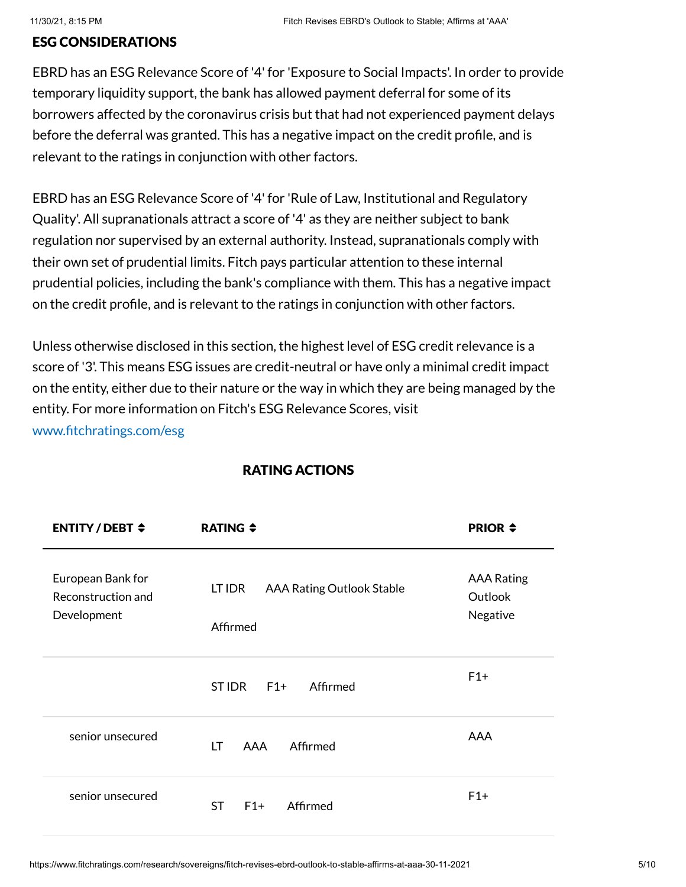## ESG CONSIDERATIONS

EBRD has an ESG Relevance Score of '4' for 'Exposure to Social Impacts'. In order to provide temporary liquidity support, the bank has allowed payment deferral for some of its borrowers affected by the coronavirus crisis but that had not experienced payment delays before the deferral was granted. This has a negative impact on the credit profile, and is relevant to the ratings in conjunction with other factors.

EBRD has an ESG Relevance Score of '4' for 'Rule of Law, Institutional and Regulatory Quality'. All supranationals attract a score of '4' as they are neither subject to bank regulation nor supervised by an external authority. Instead, supranationals comply with their own set of prudential limits. Fitch pays particular attention to these internal prudential policies, including the bank's compliance with them. This has a negative impact on the credit profile, and is relevant to the ratings in conjunction with other factors.

Unless otherwise disclosed in this section, the highest level of ESG credit relevance is a score of '3'. This means ESG issues are credit-neutral or have only a minimal credit impact on the entity, either due to their nature or the way in which they are being managed by the entity. For more information on Fitch's ESG Relevance Scores, visit www.fitchratings.com/esg

## RATING ACTIONS

| ENTITY / DEBT | RATING | PRIOR |
|---|---|---|
| European Bank for Reconstruction and Development | LT IDR AAA Rating Outlook Stable Affirmed | AAA Rating Outlook Negative |
| | ST IDR F1+ Affirmed | F1+ |
| senior unsecured | LT AAA Affirmed | AAA |
| senior unsecured | ST F1+ Affirmed | F1+ |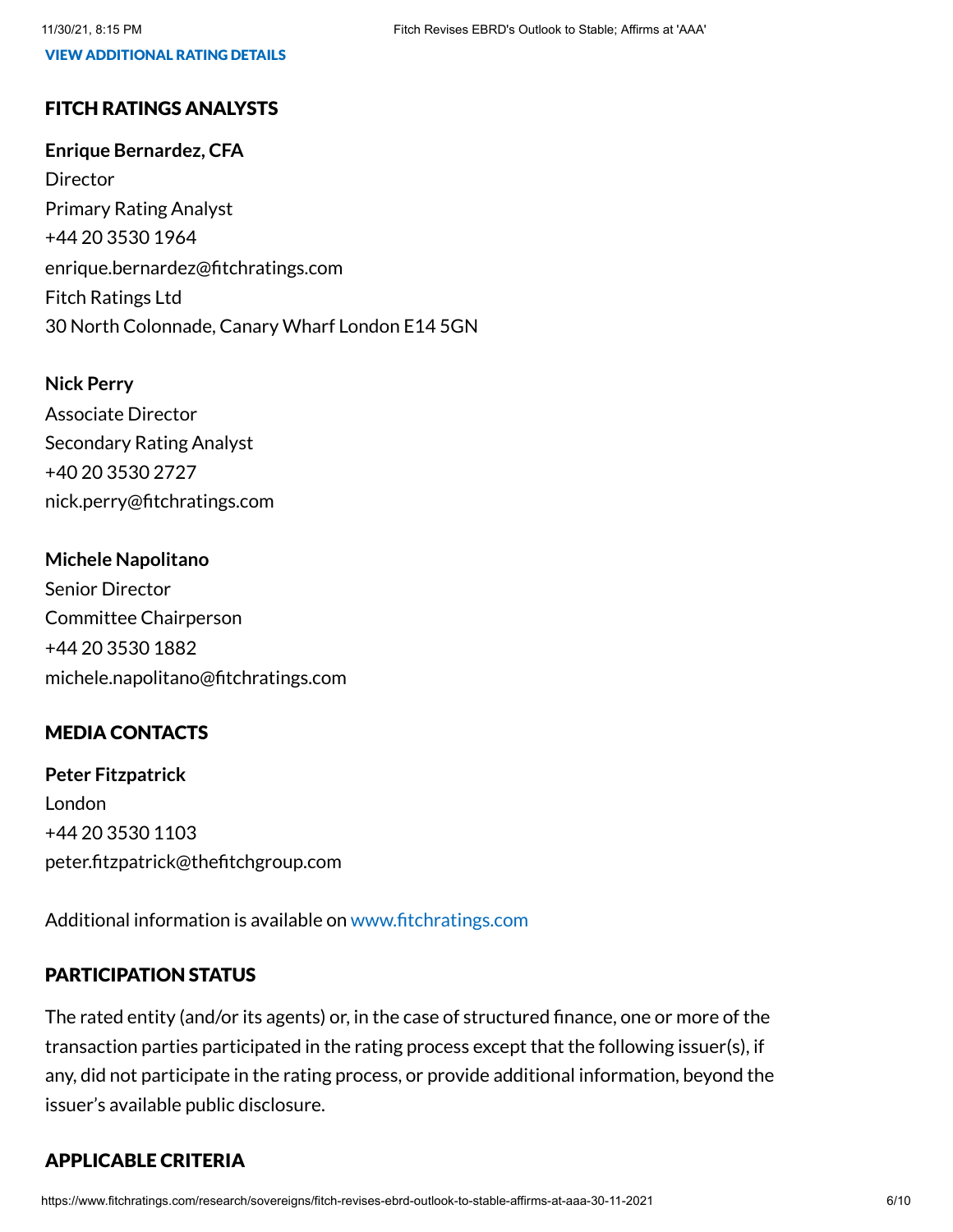VIEW ADDITIONAL RATING DETAILS

## FITCH RATINGS ANALYSTS

**Enrique Bernardez, CFA**
Director
Primary Rating Analyst
+44 20 3530 1964
enrique.bernardez@fitchratings.com
Fitch Ratings Ltd
30 North Colonnade, Canary Wharf London E14 5GN

**Nick Perry**
Associate Director
Secondary Rating Analyst
+40 20 3530 2727
nick.perry@fitchratings.com

**Michele Napolitano**
Senior Director
Committee Chairperson
+44 20 3530 1882
michele.napolitano@fitchratings.com

## MEDIA CONTACTS

**Peter Fitzpatrick**
London
+44 20 3530 1103
peter.fitzpatrick@thefitchgroup.com

Additional information is available on www.fitchratings.com

## PARTICIPATION STATUS

The rated entity (and/or its agents) or, in the case of structured finance, one or more of the transaction parties participated in the rating process except that the following issuer(s), if any, did not participate in the rating process, or provide additional information, beyond the issuer's available public disclosure.

## APPLICABLE CRITERIA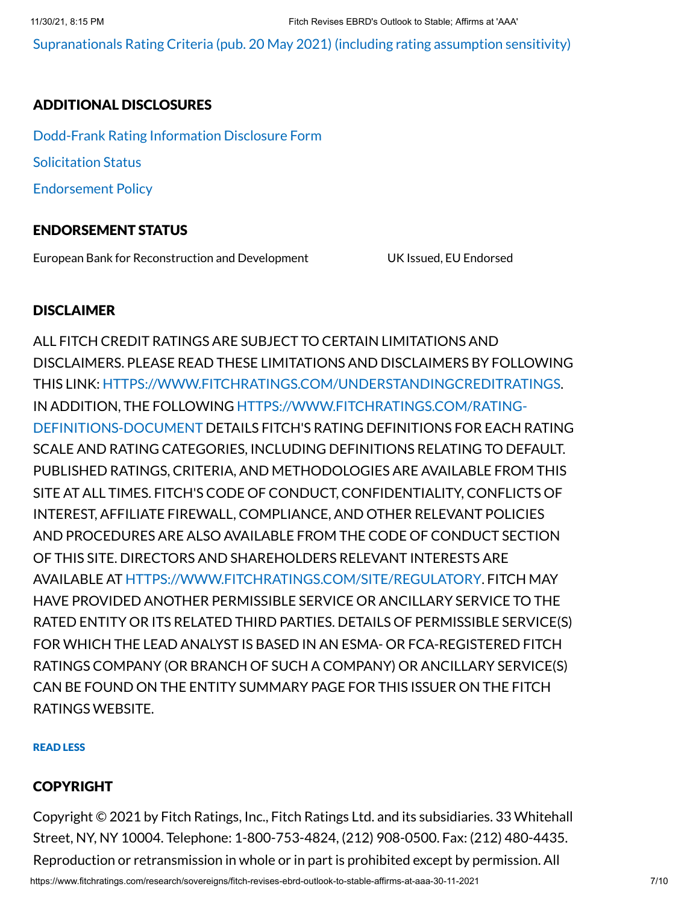Supranationals Rating Criteria (pub. 20 May 2021) (including rating assumption sensitivity)

## ADDITIONAL DISCLOSURES

Dodd-Frank Rating Information Disclosure Form

Solicitation Status

Endorsement Policy

## ENDORSEMENT STATUS

| European Bank for Reconstruction and Development | UK Issued, EU Endorsed |
| --- | --- |

## DISCLAIMER

ALL FITCH CREDIT RATINGS ARE SUBJECT TO CERTAIN LIMITATIONS AND DISCLAIMERS. PLEASE READ THESE LIMITATIONS AND DISCLAIMERS BY FOLLOWING THIS LINK: HTTPS://WWW.FITCHRATINGS.COM/UNDERSTANDINGCREDITRATINGS. IN ADDITION, THE FOLLOWING HTTPS://WWW.FITCHRATINGS.COM/RATING-DEFINITIONS-DOCUMENT DETAILS FITCH'S RATING DEFINITIONS FOR EACH RATING SCALE AND RATING CATEGORIES, INCLUDING DEFINITIONS RELATING TO DEFAULT. PUBLISHED RATINGS, CRITERIA, AND METHODOLOGIES ARE AVAILABLE FROM THIS SITE AT ALL TIMES. FITCH'S CODE OF CONDUCT, CONFIDENTIALITY, CONFLICTS OF INTEREST, AFFILIATE FIREWALL, COMPLIANCE, AND OTHER RELEVANT POLICIES AND PROCEDURES ARE ALSO AVAILABLE FROM THE CODE OF CONDUCT SECTION OF THIS SITE. DIRECTORS AND SHAREHOLDERS RELEVANT INTERESTS ARE AVAILABLE AT HTTPS://WWW.FITCHRATINGS.COM/SITE/REGULATORY. FITCH MAY HAVE PROVIDED ANOTHER PERMISSIBLE SERVICE OR ANCILLARY SERVICE TO THE RATED ENTITY OR ITS RELATED THIRD PARTIES. DETAILS OF PERMISSIBLE SERVICE(S) FOR WHICH THE LEAD ANALYST IS BASED IN AN ESMA- OR FCA-REGISTERED FITCH RATINGS COMPANY (OR BRANCH OF SUCH A COMPANY) OR ANCILLARY SERVICE(S) CAN BE FOUND ON THE ENTITY SUMMARY PAGE FOR THIS ISSUER ON THE FITCH RATINGS WEBSITE.

READ LESS

## COPYRIGHT

Copyright © 2021 by Fitch Ratings, Inc., Fitch Ratings Ltd. and its subsidiaries. 33 Whitehall Street, NY, NY 10004. Telephone: 1-800-753-4824, (212) 908-0500. Fax: (212) 480-4435. Reproduction or retransmission in whole or in part is prohibited except by permission. All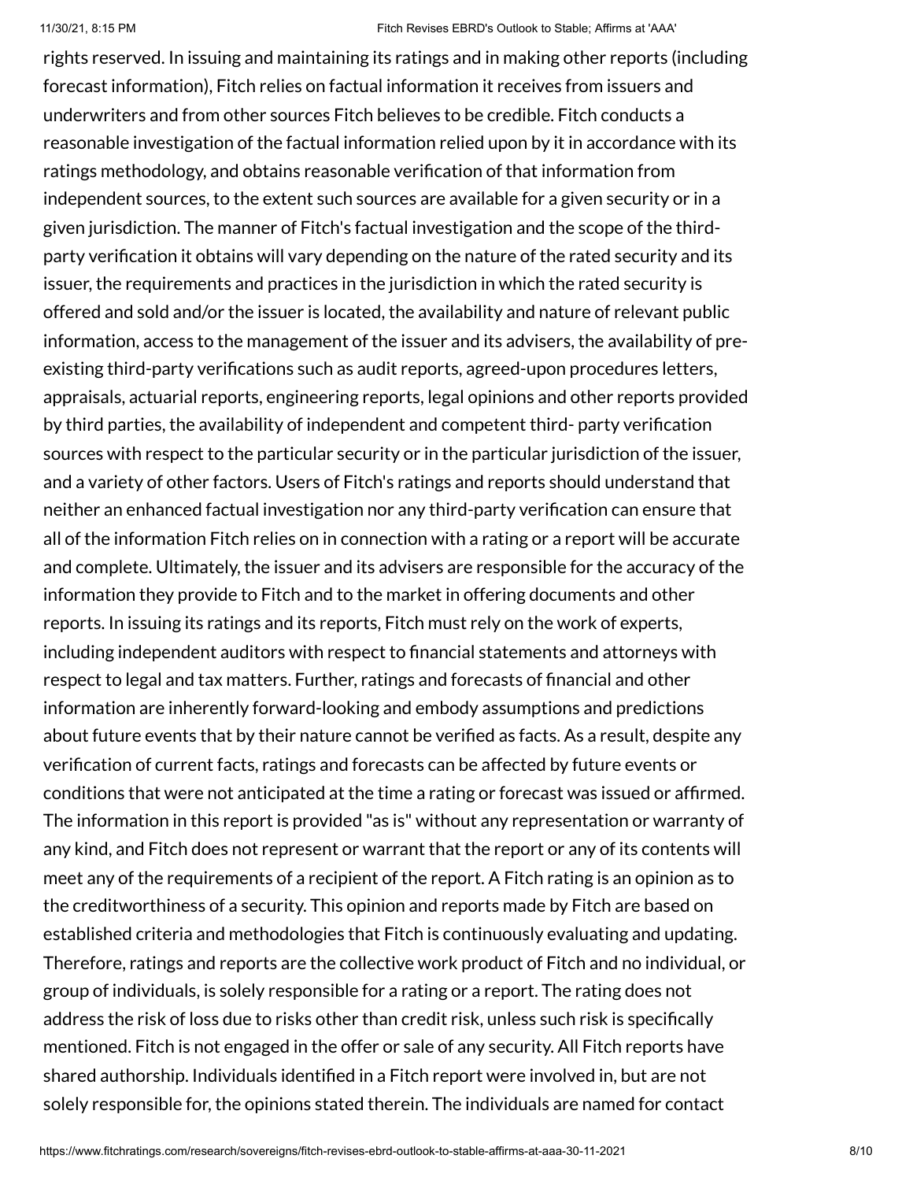rights reserved. In issuing and maintaining its ratings and in making other reports (including forecast information), Fitch relies on factual information it receives from issuers and underwriters and from other sources Fitch believes to be credible. Fitch conducts a reasonable investigation of the factual information relied upon by it in accordance with its ratings methodology, and obtains reasonable verification of that information from independent sources, to the extent such sources are available for a given security or in a given jurisdiction. The manner of Fitch's factual investigation and the scope of the third-party verification it obtains will vary depending on the nature of the rated security and its issuer, the requirements and practices in the jurisdiction in which the rated security is offered and sold and/or the issuer is located, the availability and nature of relevant public information, access to the management of the issuer and its advisers, the availability of pre-existing third-party verifications such as audit reports, agreed-upon procedures letters, appraisals, actuarial reports, engineering reports, legal opinions and other reports provided by third parties, the availability of independent and competent third- party verification sources with respect to the particular security or in the particular jurisdiction of the issuer, and a variety of other factors. Users of Fitch's ratings and reports should understand that neither an enhanced factual investigation nor any third-party verification can ensure that all of the information Fitch relies on in connection with a rating or a report will be accurate and complete. Ultimately, the issuer and its advisers are responsible for the accuracy of the information they provide to Fitch and to the market in offering documents and other reports. In issuing its ratings and its reports, Fitch must rely on the work of experts, including independent auditors with respect to financial statements and attorneys with respect to legal and tax matters. Further, ratings and forecasts of financial and other information are inherently forward-looking and embody assumptions and predictions about future events that by their nature cannot be verified as facts. As a result, despite any verification of current facts, ratings and forecasts can be affected by future events or conditions that were not anticipated at the time a rating or forecast was issued or affirmed. The information in this report is provided "as is" without any representation or warranty of any kind, and Fitch does not represent or warrant that the report or any of its contents will meet any of the requirements of a recipient of the report. A Fitch rating is an opinion as to the creditworthiness of a security. This opinion and reports made by Fitch are based on established criteria and methodologies that Fitch is continuously evaluating and updating. Therefore, ratings and reports are the collective work product of Fitch and no individual, or group of individuals, is solely responsible for a rating or a report. The rating does not address the risk of loss due to risks other than credit risk, unless such risk is specifically mentioned. Fitch is not engaged in the offer or sale of any security. All Fitch reports have shared authorship. Individuals identified in a Fitch report were involved in, but are not solely responsible for, the opinions stated therein. The individuals are named for contact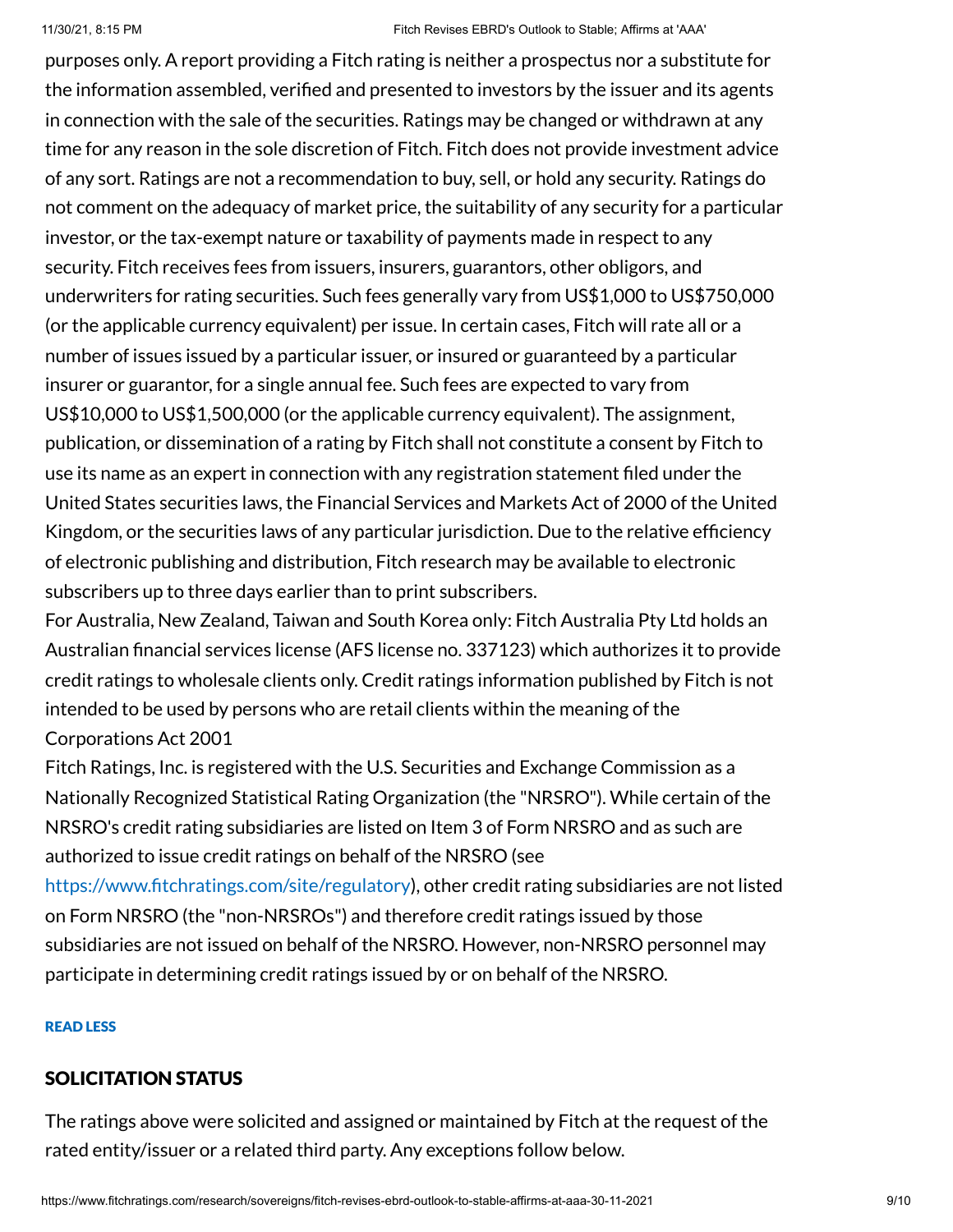purposes only. A report providing a Fitch rating is neither a prospectus nor a substitute for the information assembled, verified and presented to investors by the issuer and its agents in connection with the sale of the securities. Ratings may be changed or withdrawn at any time for any reason in the sole discretion of Fitch. Fitch does not provide investment advice of any sort. Ratings are not a recommendation to buy, sell, or hold any security. Ratings do not comment on the adequacy of market price, the suitability of any security for a particular investor, or the tax-exempt nature or taxability of payments made in respect to any security. Fitch receives fees from issuers, insurers, guarantors, other obligors, and underwriters for rating securities. Such fees generally vary from US$1,000 to US$750,000 (or the applicable currency equivalent) per issue. In certain cases, Fitch will rate all or a number of issues issued by a particular issuer, or insured or guaranteed by a particular insurer or guarantor, for a single annual fee. Such fees are expected to vary from US$10,000 to US$1,500,000 (or the applicable currency equivalent). The assignment, publication, or dissemination of a rating by Fitch shall not constitute a consent by Fitch to use its name as an expert in connection with any registration statement filed under the United States securities laws, the Financial Services and Markets Act of 2000 of the United Kingdom, or the securities laws of any particular jurisdiction. Due to the relative efficiency of electronic publishing and distribution, Fitch research may be available to electronic subscribers up to three days earlier than to print subscribers.

For Australia, New Zealand, Taiwan and South Korea only: Fitch Australia Pty Ltd holds an Australian financial services license (AFS license no. 337123) which authorizes it to provide credit ratings to wholesale clients only. Credit ratings information published by Fitch is not intended to be used by persons who are retail clients within the meaning of the Corporations Act 2001

Fitch Ratings, Inc. is registered with the U.S. Securities and Exchange Commission as a Nationally Recognized Statistical Rating Organization (the "NRSRO"). While certain of the NRSRO's credit rating subsidiaries are listed on Item 3 of Form NRSRO and as such are authorized to issue credit ratings on behalf of the NRSRO (see https://www.fitchratings.com/site/regulatory), other credit rating subsidiaries are not listed on Form NRSRO (the "non-NRSROs") and therefore credit ratings issued by those subsidiaries are not issued on behalf of the NRSRO. However, non-NRSRO personnel may participate in determining credit ratings issued by or on behalf of the NRSRO.

**READ LESS**

## SOLICITATION STATUS

The ratings above were solicited and assigned or maintained by Fitch at the request of the rated entity/issuer or a related third party. Any exceptions follow below.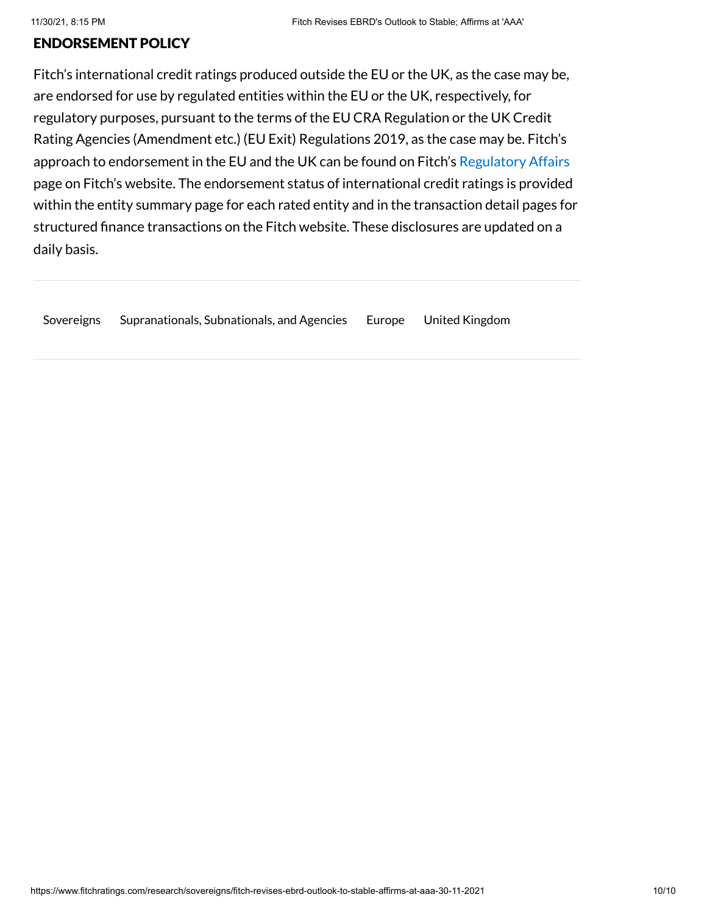## ENDORSEMENT POLICY

Fitch's international credit ratings produced outside the EU or the UK, as the case may be, are endorsed for use by regulated entities within the EU or the UK, respectively, for regulatory purposes, pursuant to the terms of the EU CRA Regulation or the UK Credit Rating Agencies (Amendment etc.) (EU Exit) Regulations 2019, as the case may be. Fitch's approach to endorsement in the EU and the UK can be found on Fitch's Regulatory Affairs page on Fitch's website. The endorsement status of international credit ratings is provided within the entity summary page for each rated entity and in the transaction detail pages for structured finance transactions on the Fitch website. These disclosures are updated on a daily basis.

Sovereigns   Supranationals, Subnationals, and Agencies   Europe   United Kingdom